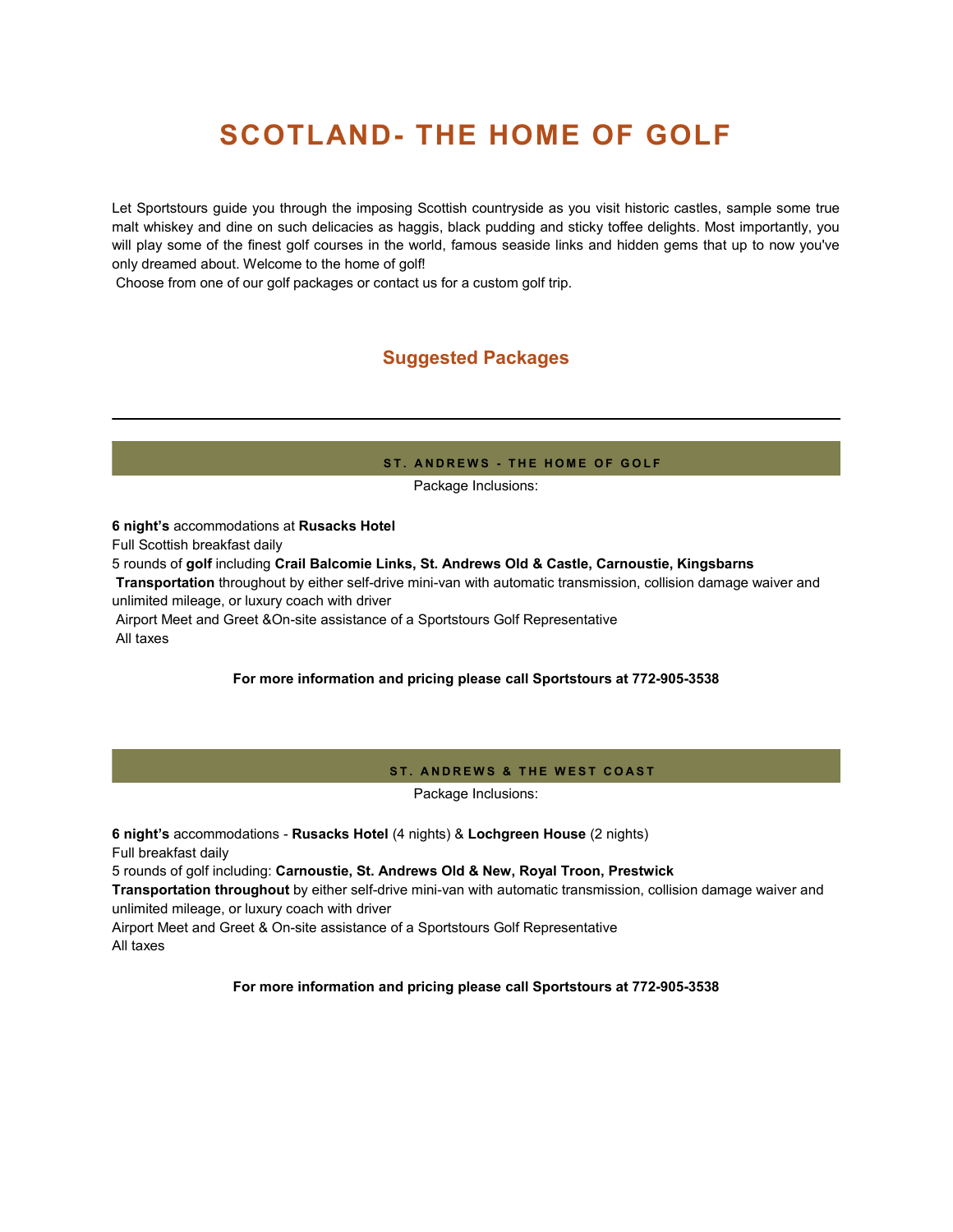# SCOTLAND- THE HOME OF GOLF

Let Sportstours guide you through the imposing Scottish countryside as you visit historic castles, sample some true malt whiskey and dine on such delicacies as haggis, black pudding and sticky toffee delights. Most importantly, you will play some of the finest golf courses in the world, famous seaside links and hidden gems that up to now you've only dreamed about. Welcome to the home of golf!

Choose from one of our golf packages or contact us for a custom golf trip.

## Suggested Packages

---

### ST. ANDREWS - THE HOME OF GOLF

Package Inclusions:

**6 night's** accommodations at **Rusacks Hotel**
Full Scottish breakfast daily
5 rounds of **golf** including **Crail Balcomie Links, St. Andrews Old & Castle, Carnoustie, Kingsbarns**
**Transportation** throughout by either self-drive mini-van with automatic transmission, collision damage waiver and unlimited mileage, or luxury coach with driver
Airport Meet and Greet &On-site assistance of a Sportstours Golf Representative
All taxes

**For more information and pricing please call Sportstours at 772-905-3538**

### ST. ANDREWS & THE WEST COAST

Package Inclusions:

**6 night's** accommodations - **Rusacks Hotel** (4 nights) & **Lochgreen House** (2 nights)
Full breakfast daily
5 rounds of golf including: **Carnoustie, St. Andrews Old & New, Royal Troon, Prestwick**
**Transportation throughout** by either self-drive mini-van with automatic transmission, collision damage waiver and unlimited mileage, or luxury coach with driver
Airport Meet and Greet & On-site assistance of a Sportstours Golf Representative
All taxes

**For more information and pricing please call Sportstours at 772-905-3538**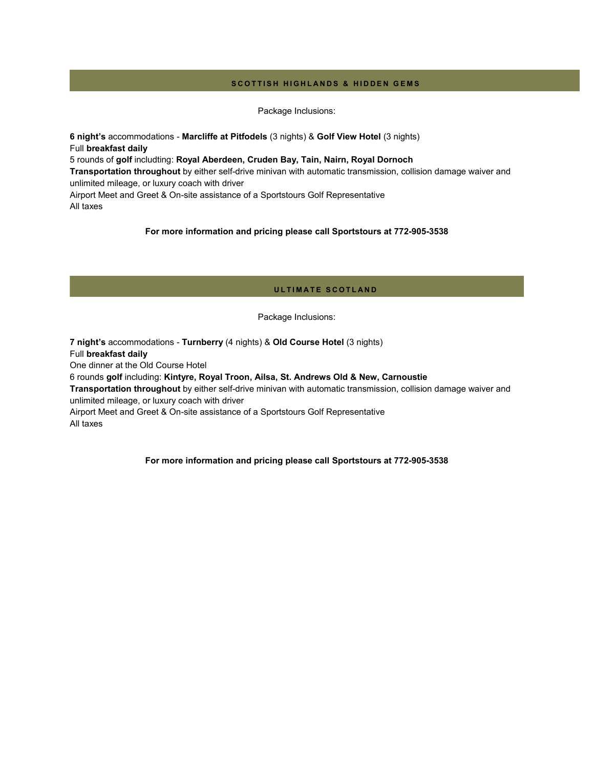## SCOTTISH HIGHLANDS & HIDDEN GEMS

Package Inclusions:

**6 night's** accommodations - **Marcliffe at Pitfodels** (3 nights) & **Golf View Hotel** (3 nights)
Full **breakfast daily**
5 rounds of **golf** includting: **Royal Aberdeen, Cruden Bay, Tain, Nairn, Royal Dornoch**
**Transportation throughout** by either self-drive minivan with automatic transmission, collision damage waiver and unlimited mileage, or luxury coach with driver
Airport Meet and Greet & On-site assistance of a Sportstours Golf Representative
All taxes

**For more information and pricing please call Sportstours at 772-905-3538**

## ULTIMATE SCOTLAND

Package Inclusions:

**7 night's** accommodations - **Turnberry** (4 nights) & **Old Course Hotel** (3 nights)
Full **breakfast daily**
One dinner at the Old Course Hotel
6 rounds **golf** including: **Kintyre, Royal Troon, Ailsa, St. Andrews Old & New, Carnoustie**
**Transportation throughout** by either self-drive minivan with automatic transmission, collision damage waiver and unlimited mileage, or luxury coach with driver
Airport Meet and Greet & On-site assistance of a Sportstours Golf Representative
All taxes

**For more information and pricing please call Sportstours at 772-905-3538**